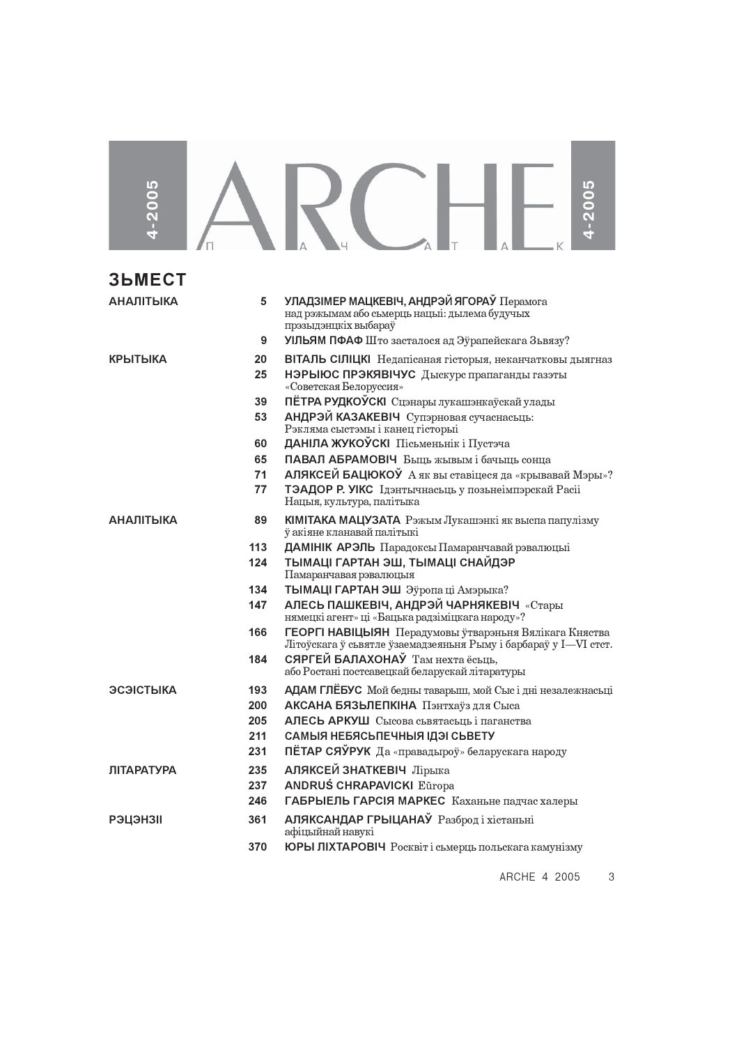# ARCHE

4-2005

П А Ч А Т А К

## ЗЬМЕСТ

**АНАЛІТЫКА**

5 **УЛАДЗІМЕР МАЦКЕВІЧ, АНДРЭЙ ЯГОРАЎ** Перамога над рэжымам або сьмерць нацыі: дылема будучых прэзыдэнцкіх выбараў

9 **УІЛЬЯМ ПФАФ** Што засталося ад Эўрапейскага Зьвязу?

**КРЫТЫКА**

20 **ВІТАЛЬ СІЛІЦКІ** Недапісаная гісторыя, неканчатковы дыягназ

25 **НЭРЫЮС ПРЭКЯВІЧУС** Дыскурс прапаганды газэты «Советская Белоруссия»

39 **ПЁТРА РУДКОЎСКІ** Сцэнары лукашэнкаўскай улады

53 **АНДРЭЙ КАЗАКЕВІЧ** Супэрновая сучаснасьць: Рэкляма сыстэмы і канец гісторыі

60 **ДАНІЛА ЖУКОЎСКІ** Пісьменьнік і Пустэча

65 **ПАВАЛ АБРАМОВІЧ** Быць жывым і бачыць сонца

71 **АЛЯКСЕЙ БАЦЮКОЎ** А як вы ставіцеся да «крывавай Мэры»?

77 **ТЭАДОР Р. УІКС** Ідэнтычнасьць у позьнеімпэрскай Расіі Нацыя, культура, палітыка

**АНАЛІТЫКА**

89 **КІМІТАКА МАЦУЗАТА** Рэжым Лукашэнкі як выспа папулізму ў акіяне кланавай палітыкі

113 **ДАМІНІК АРЭЛЬ** Парадоксы Памаранчавай рэвалюцыі

124 **ТЫМАЦІ ГАРТАН ЭШ, ТЫМАЦІ СНАЙДЭР** Памаранчавая рэвалюцыя

134 **ТЫМАЦІ ГАРТАН ЭШ** Эўропа ці Амэрыка?

147 **АЛЕСЬ ПАШКЕВІЧ, АНДРЭЙ ЧАРНЯКЕВІЧ** «Стары нямецкі агент» ці «Бацька радзіміцкага народу»?

166 **ГЕОРГІ НАВІЦЫЯН** Перадумовы ўтварэньня Вялікага Княства Літоўскага ў сьвятле ўзаемадзеяньня Рыму і барбараў у I—VI стст.

184 **СЯРГЕЙ БАЛАХОНАЎ** Там нехта ёсьць, або Ростані постсавецкай беларускай літаратуры

**ЭСЭІСТЫКА**

193 **АДАМ ГЛЁБУС** Мой бедны таварыш, мой Сыс і дні незалежнасьці

200 **АКСАНА БЯЗЬЛЕПКІНА** Пэнтхаўз для Сыса

205 **АЛЕСЬ АРКУШ** Сысова сьвятасьць і паганства

211 **САМЫЯ НЕБЯСЬПЕЧНЫЯ ІДЭІ СЬВЕТУ**

231 **ПЁТАР СЯЎРУК** Да «правадыроў» беларускага народу

**ЛІТАРАТУРА**

235 **АЛЯКСЕЙ ЗНАТКЕВІЧ** Лірыка

237 **ANDRUŚ CHRAPAVICKI** Eŭropa

246 **ГАБРЫЕЛЬ ГАРСІЯ МАРКЕС** Каханьне падчас халеры

**РЭЦЭНЗІІ**

361 **АЛЯКСАНДАР ГРЫЦАНАЎ** Разброд і хістаньні афіцыйнай навукі

370 **ЮРЫ ЛІХТАРОВІЧ** Росквіт і сьмерць польскага камунізму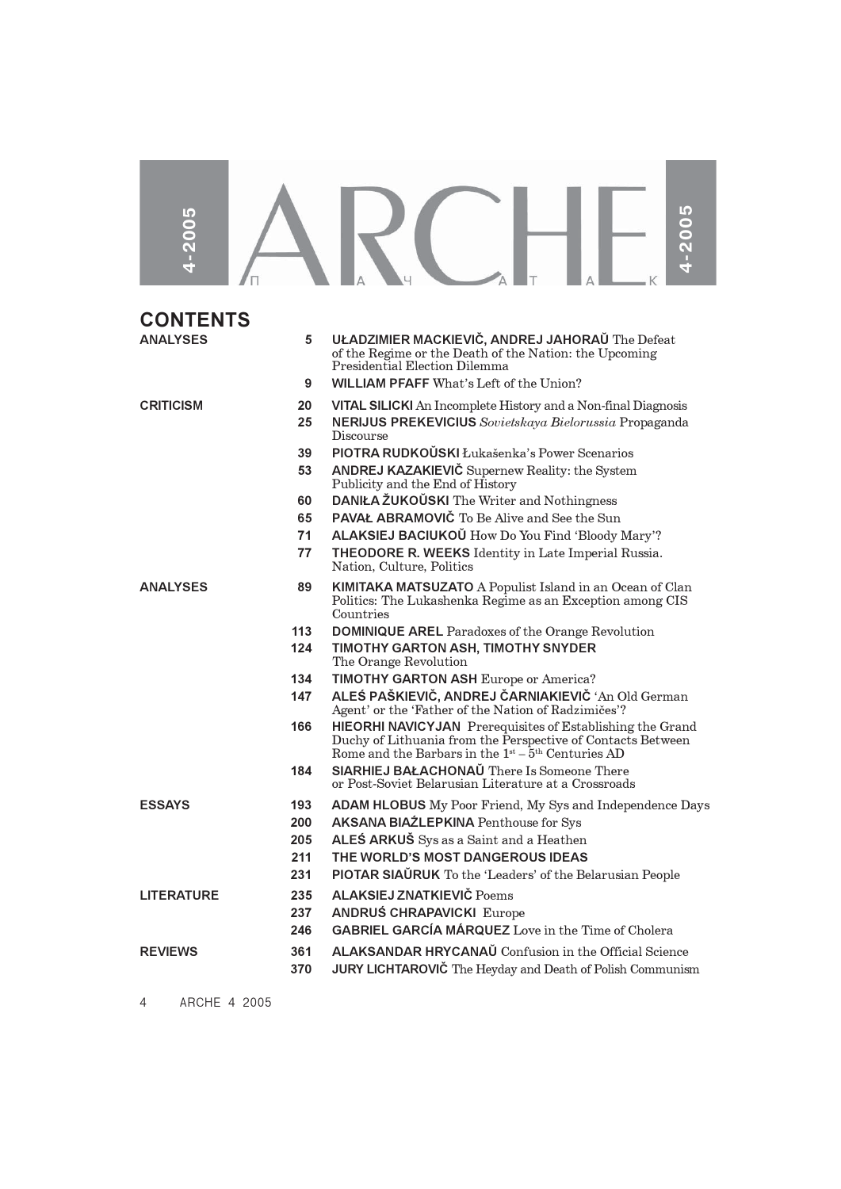# ARCHE

4-2005

ПАЧАТАК

## CONTENTS

**ANALYSES**

5 **UŁADZIMIER MACKIEVIČ, ANDREJ JAHORAŬ** The Defeat of the Regime or the Death of the Nation: the Upcoming Presidential Election Dilemma

9 **WILLIAM PFAFF** What's Left of the Union?

**CRITICISM**

20 **VITAL SILICKI** An Incomplete History and a Non-final Diagnosis

25 **NERIJUS PREKEVICIUS** *Sovietskaya Bielorussia* Propaganda Discourse

39 **PIOTRA RUDKOŬSKI** Łukašenka's Power Scenarios

53 **ANDREJ KAZAKIEVIČ** Supernew Reality: the System Publicity and the End of History

60 **DANIŁA ŽUKOŬSKI** The Writer and Nothingness

65 **PAVAŁ ABRAMOVIČ** To Be Alive and See the Sun

71 **ALAKSIEJ BACIUKOŬ** How Do You Find 'Bloody Mary'?

77 **THEODORE R. WEEKS** Identity in Late Imperial Russia. Nation, Culture, Politics

**ANALYSES**

89 **KIMITAKA MATSUZATO** A Populist Island in an Ocean of Clan Politics: The Lukashenka Regime as an Exception among CIS Countries

113 **DOMINIQUE AREL** Paradoxes of the Orange Revolution

124 **TIMOTHY GARTON ASH, TIMOTHY SNYDER** The Orange Revolution

134 **TIMOTHY GARTON ASH** Europe or America?

147 **ALEŚ PAŠKIEVIČ, ANDREJ ČARNIAKIEVIČ** 'An Old German Agent' or the 'Father of the Nation of Radzimičes'?

166 **HIEORHI NAVICYJAN** Prerequisites of Establishing the Grand Duchy of Lithuania from the Perspective of Contacts Between Rome and the Barbars in the $1^{st}$ – $5^{th}$ Centuries AD

184 **SIARHIEJ BAŁACHONAŬ** There Is Someone There or Post-Soviet Belarusian Literature at a Crossroads

**ESSAYS**

193 **ADAM HLOBUS** My Poor Friend, My Sys and Independence Days

200 **AKSANA BIAŹLEPKINA** Penthouse for Sys

205 **ALEŚ ARKUŠ** Sys as a Saint and a Heathen

211 **THE WORLD'S MOST DANGEROUS IDEAS**

231 **PIOTAR SIAŬRUK** To the 'Leaders' of the Belarusian People

**LITERATURE**

235 **ALAKSIEJ ZNATKIEVIČ** Poems

237 **ANDRUŚ CHRAPAVICKI** Europe

246 **GABRIEL GARCÍA MÁRQUEZ** Love in the Time of Cholera

**REVIEWS**

361 **ALAKSANDAR HRYCANAŬ** Confusion in the Official Science

370 **JURY LICHTAROVIČ** The Heyday and Death of Polish Communism